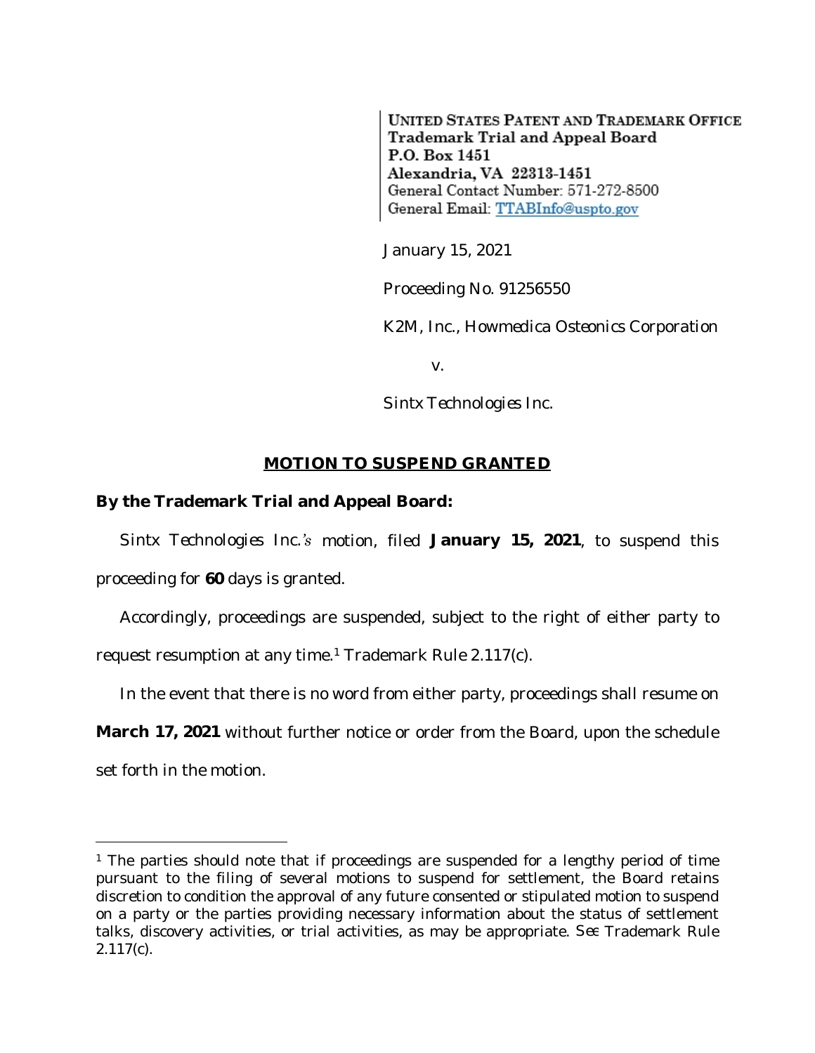UNITED STATES PATENT AND TRADEMARK OFFICE
Trademark Trial and Appeal Board
P.O. Box 1451
Alexandria, VA 22313-1451
General Contact Number: 571-272-8500
General Email: TTABInfo@uspto.gov

January 15, 2021

Proceeding No. 91256550

K2M, Inc., Howmedica Osteonics Corporation

v.

Sintx Technologies Inc.

## MOTION TO SUSPEND GRANTED

**By the Trademark Trial and Appeal Board:**

Sintx Technologies Inc.'s motion, filed **January 15, 2021**, to suspend this proceeding for **60** days is granted.

Accordingly, proceedings are suspended, subject to the right of either party to request resumption at any time.[1] Trademark Rule 2.117(c).

In the event that there is no word from either party, proceedings shall resume on **March 17, 2021** without further notice or order from the Board, upon the schedule set forth in the motion.

---

[1] The parties should note that if proceedings are suspended for a lengthy period of time pursuant to the filing of several motions to suspend for settlement, the Board retains discretion to condition the approval of any future consented or stipulated motion to suspend on a party or the parties providing necessary information about the status of settlement talks, discovery activities, or trial activities, as may be appropriate. *See* Trademark Rule 2.117(c).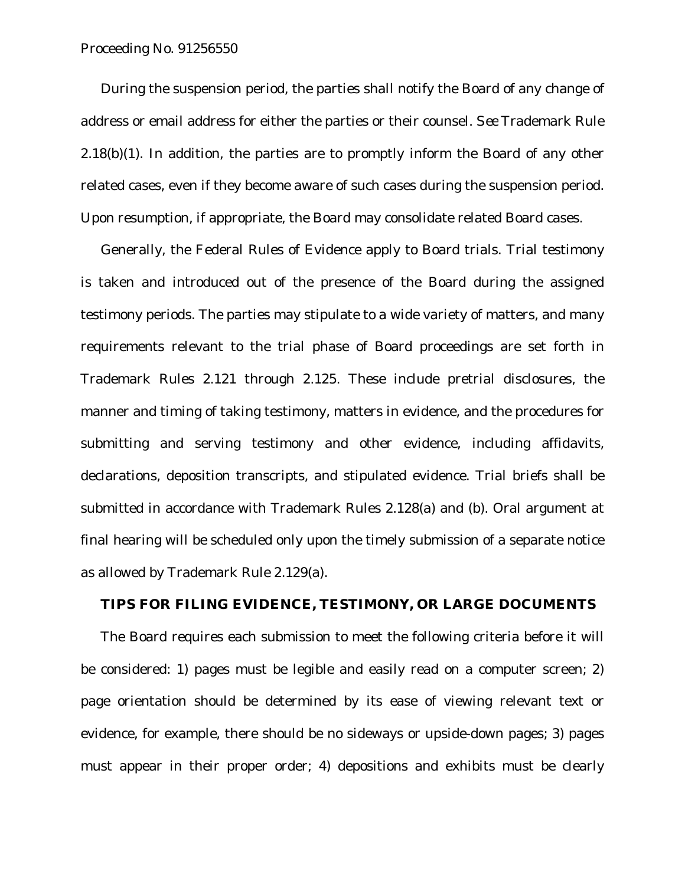During the suspension period, the parties shall notify the Board of any change of address or email address for either the parties or their counsel. *See* Trademark Rule 2.18(b)(1). In addition, the parties are to promptly inform the Board of any other related cases, even if they become aware of such cases during the suspension period. Upon resumption, if appropriate, the Board may consolidate related Board cases.

Generally, the Federal Rules of Evidence apply to Board trials. Trial testimony is taken and introduced out of the presence of the Board during the assigned testimony periods. The parties may stipulate to a wide variety of matters, and many requirements relevant to the trial phase of Board proceedings are set forth in Trademark Rules 2.121 through 2.125. These include pretrial disclosures, the manner and timing of taking testimony, matters in evidence, and the procedures for submitting and serving testimony and other evidence, including affidavits, declarations, deposition transcripts, and stipulated evidence. Trial briefs shall be submitted in accordance with Trademark Rules 2.128(a) and (b). Oral argument at final hearing will be scheduled only upon the timely submission of a separate notice as allowed by Trademark Rule 2.129(a).

## TIPS FOR FILING EVIDENCE, TESTIMONY, OR LARGE DOCUMENTS

The Board requires each submission to meet the following criteria before it will be considered: 1) pages must be legible and easily read on a computer screen; 2) page orientation should be determined by its ease of viewing relevant text or evidence, for example, there should be no sideways or upside-down pages; 3) pages must appear in their proper order; 4) depositions and exhibits must be clearly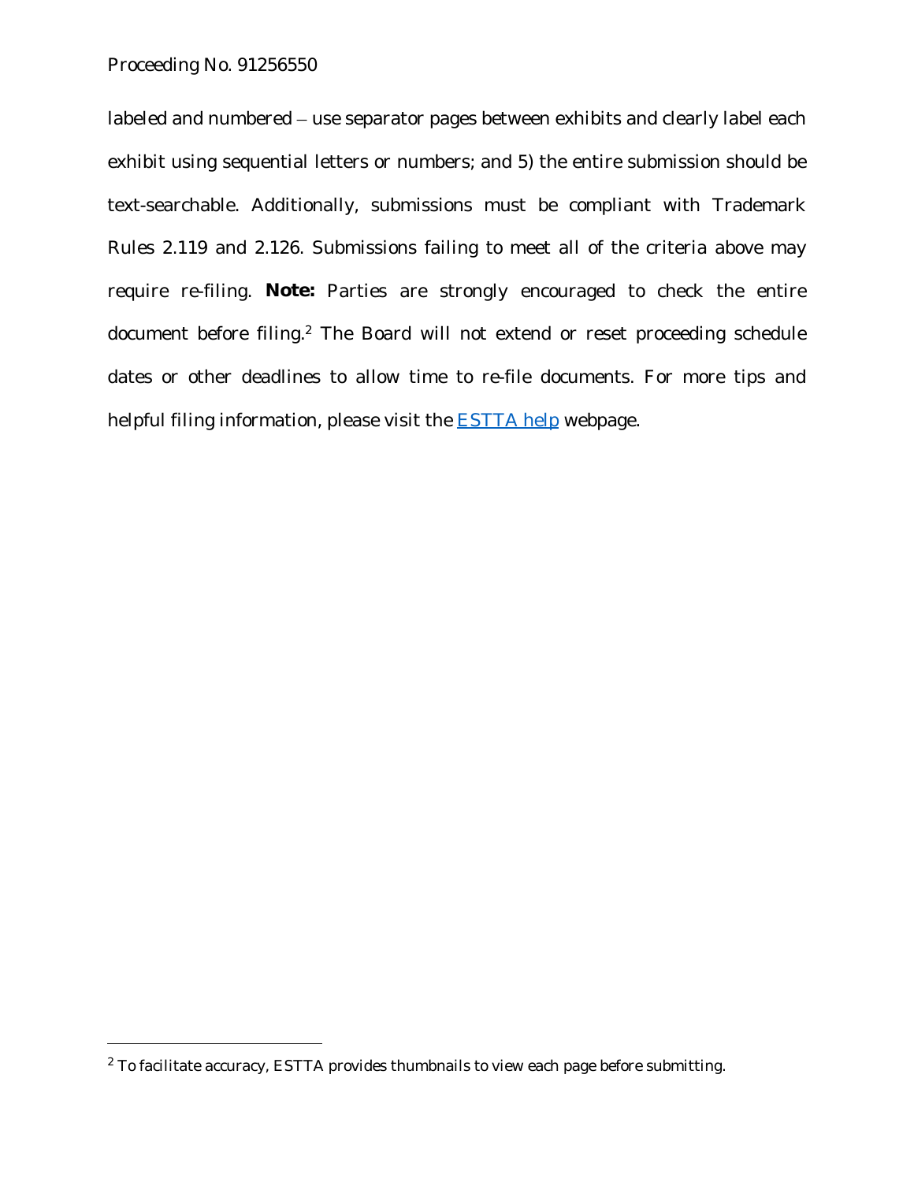labeled and numbered – use separator pages between exhibits and clearly label each exhibit using sequential letters or numbers; and 5) the entire submission should be text-searchable. Additionally, submissions must be compliant with Trademark Rules 2.119 and 2.126. Submissions failing to meet all of the criteria above may require re-filing. **Note:** Parties are strongly encouraged to check the entire document before filing.[2] The Board will not extend or reset proceeding schedule dates or other deadlines to allow time to re-file documents. For more tips and helpful filing information, please visit the ESTTA help webpage.

---

[2] To facilitate accuracy, ESTTA provides thumbnails to view each page before submitting.